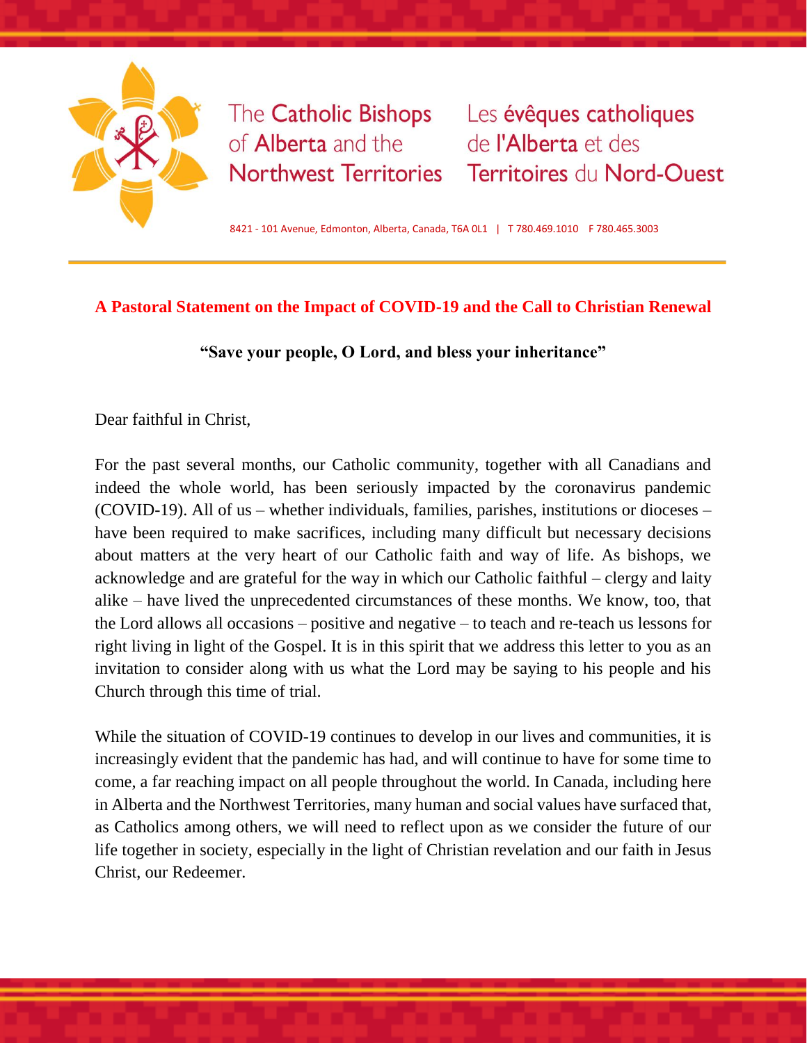The Catholic Bishops of Alberta and the Northwest Territories

Les évêques catholiques de l'Alberta et des Territoires du Nord-Ouest

8421 - 101 Avenue, Edmonton, Alberta, Canada, T6A 0L1 | T 780.469.1010 F 780.465.3003

## A Pastoral Statement on the Impact of COVID-19 and the Call to Christian Renewal

**"Save your people, O Lord, and bless your inheritance"**

Dear faithful in Christ,

For the past several months, our Catholic community, together with all Canadians and indeed the whole world, has been seriously impacted by the coronavirus pandemic (COVID-19). All of us – whether individuals, families, parishes, institutions or dioceses – have been required to make sacrifices, including many difficult but necessary decisions about matters at the very heart of our Catholic faith and way of life. As bishops, we acknowledge and are grateful for the way in which our Catholic faithful – clergy and laity alike – have lived the unprecedented circumstances of these months. We know, too, that the Lord allows all occasions – positive and negative – to teach and re-teach us lessons for right living in light of the Gospel. It is in this spirit that we address this letter to you as an invitation to consider along with us what the Lord may be saying to his people and his Church through this time of trial.

While the situation of COVID-19 continues to develop in our lives and communities, it is increasingly evident that the pandemic has had, and will continue to have for some time to come, a far reaching impact on all people throughout the world. In Canada, including here in Alberta and the Northwest Territories, many human and social values have surfaced that, as Catholics among others, we will need to reflect upon as we consider the future of our life together in society, especially in the light of Christian revelation and our faith in Jesus Christ, our Redeemer.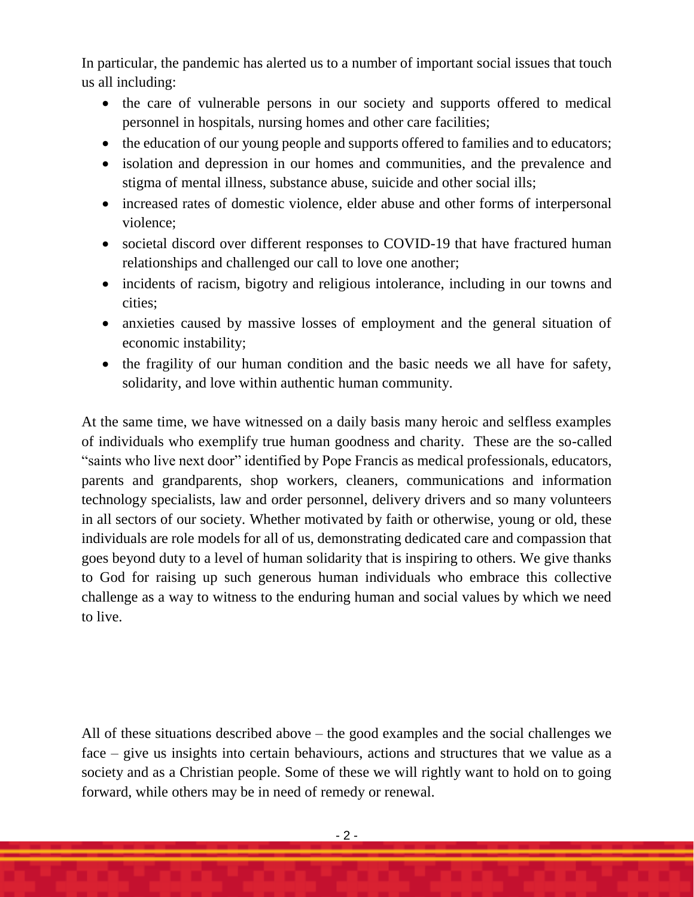In particular, the pandemic has alerted us to a number of important social issues that touch us all including:

- the care of vulnerable persons in our society and supports offered to medical personnel in hospitals, nursing homes and other care facilities;
- the education of our young people and supports offered to families and to educators;
- isolation and depression in our homes and communities, and the prevalence and stigma of mental illness, substance abuse, suicide and other social ills;
- increased rates of domestic violence, elder abuse and other forms of interpersonal violence;
- societal discord over different responses to COVID-19 that have fractured human relationships and challenged our call to love one another;
- incidents of racism, bigotry and religious intolerance, including in our towns and cities;
- anxieties caused by massive losses of employment and the general situation of economic instability;
- the fragility of our human condition and the basic needs we all have for safety, solidarity, and love within authentic human community.

At the same time, we have witnessed on a daily basis many heroic and selfless examples of individuals who exemplify true human goodness and charity. These are the so-called "saints who live next door" identified by Pope Francis as medical professionals, educators, parents and grandparents, shop workers, cleaners, communications and information technology specialists, law and order personnel, delivery drivers and so many volunteers in all sectors of our society. Whether motivated by faith or otherwise, young or old, these individuals are role models for all of us, demonstrating dedicated care and compassion that goes beyond duty to a level of human solidarity that is inspiring to others. We give thanks to God for raising up such generous human individuals who embrace this collective challenge as a way to witness to the enduring human and social values by which we need to live.

All of these situations described above – the good examples and the social challenges we face – give us insights into certain behaviours, actions and structures that we value as a society and as a Christian people. Some of these we will rightly want to hold on to going forward, while others may be in need of remedy or renewal.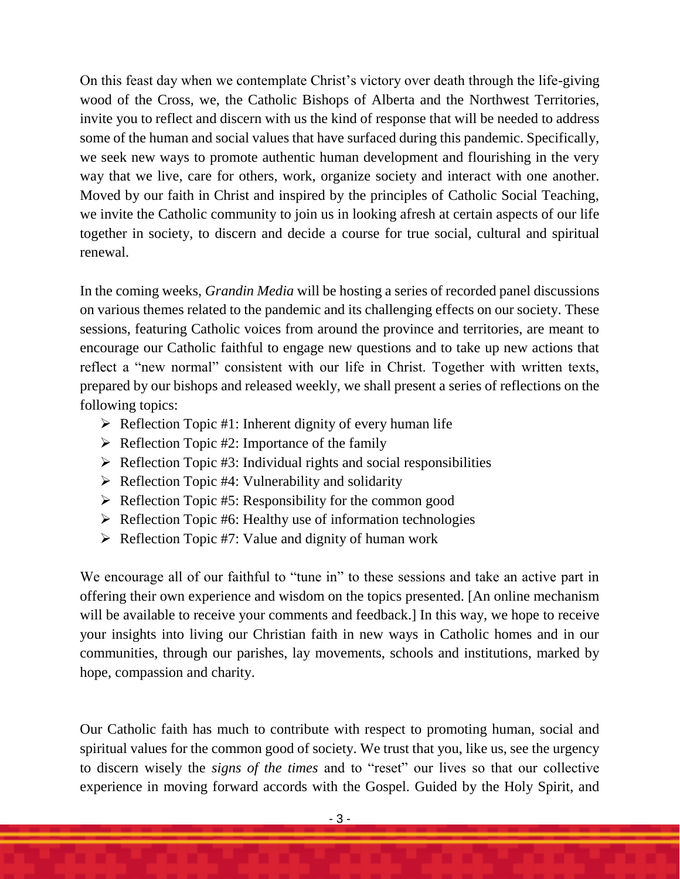On this feast day when we contemplate Christ's victory over death through the life-giving wood of the Cross, we, the Catholic Bishops of Alberta and the Northwest Territories, invite you to reflect and discern with us the kind of response that will be needed to address some of the human and social values that have surfaced during this pandemic. Specifically, we seek new ways to promote authentic human development and flourishing in the very way that we live, care for others, work, organize society and interact with one another. Moved by our faith in Christ and inspired by the principles of Catholic Social Teaching, we invite the Catholic community to join us in looking afresh at certain aspects of our life together in society, to discern and decide a course for true social, cultural and spiritual renewal.

In the coming weeks, *Grandin Media* will be hosting a series of recorded panel discussions on various themes related to the pandemic and its challenging effects on our society. These sessions, featuring Catholic voices from around the province and territories, are meant to encourage our Catholic faithful to engage new questions and to take up new actions that reflect a "new normal" consistent with our life in Christ. Together with written texts, prepared by our bishops and released weekly, we shall present a series of reflections on the following topics:

- Reflection Topic #1: Inherent dignity of every human life
- Reflection Topic #2: Importance of the family
- Reflection Topic #3: Individual rights and social responsibilities
- Reflection Topic #4: Vulnerability and solidarity
- Reflection Topic #5: Responsibility for the common good
- Reflection Topic #6: Healthy use of information technologies
- Reflection Topic #7: Value and dignity of human work

We encourage all of our faithful to "tune in" to these sessions and take an active part in offering their own experience and wisdom on the topics presented. [An online mechanism will be available to receive your comments and feedback.] In this way, we hope to receive your insights into living our Christian faith in new ways in Catholic homes and in our communities, through our parishes, lay movements, schools and institutions, marked by hope, compassion and charity.

Our Catholic faith has much to contribute with respect to promoting human, social and spiritual values for the common good of society. We trust that you, like us, see the urgency to discern wisely the *signs of the times* and to "reset" our lives so that our collective experience in moving forward accords with the Gospel. Guided by the Holy Spirit, and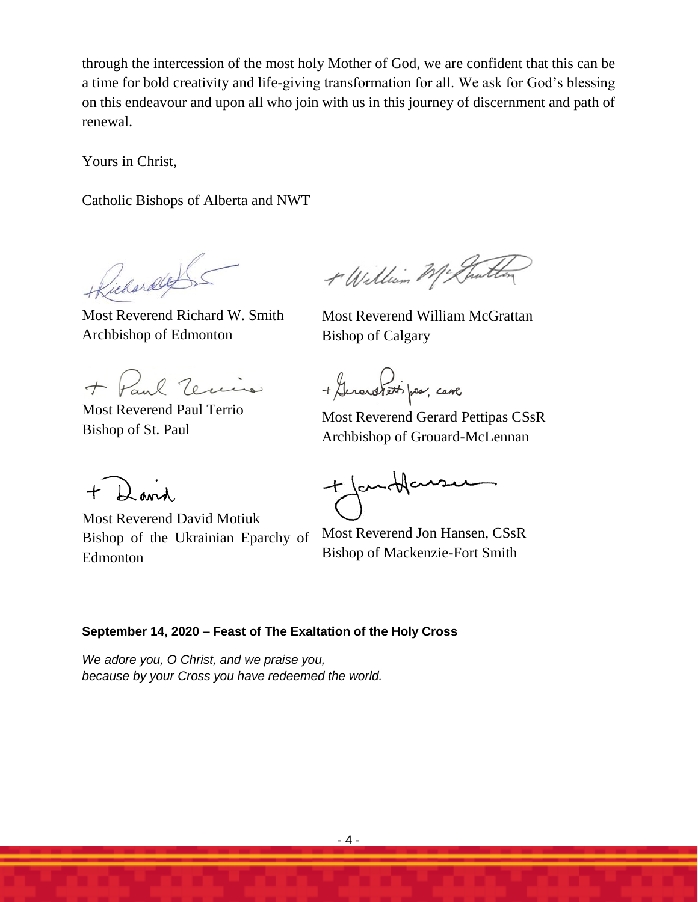through the intercession of the most holy Mother of God, we are confident that this can be a time for bold creativity and life-giving transformation for all. We ask for God's blessing on this endeavour and upon all who join with us in this journey of discernment and path of renewal.

Yours in Christ,

Catholic Bishops of Alberta and NWT

Most Reverend Richard W. Smith
Archbishop of Edmonton

Most Reverend William McGrattan
Bishop of Calgary

Most Reverend Paul Terrio
Bishop of St. Paul

Most Reverend Gerard Pettipas CSsR
Archbishop of Grouard-McLennan

Most Reverend David Motiuk
Bishop of the Ukrainian Eparchy of Edmonton

Most Reverend Jon Hansen, CSsR
Bishop of Mackenzie-Fort Smith

**September 14, 2020 – Feast of The Exaltation of the Holy Cross**

*We adore you, O Christ, and we praise you,*
*because by your Cross you have redeemed the world.*